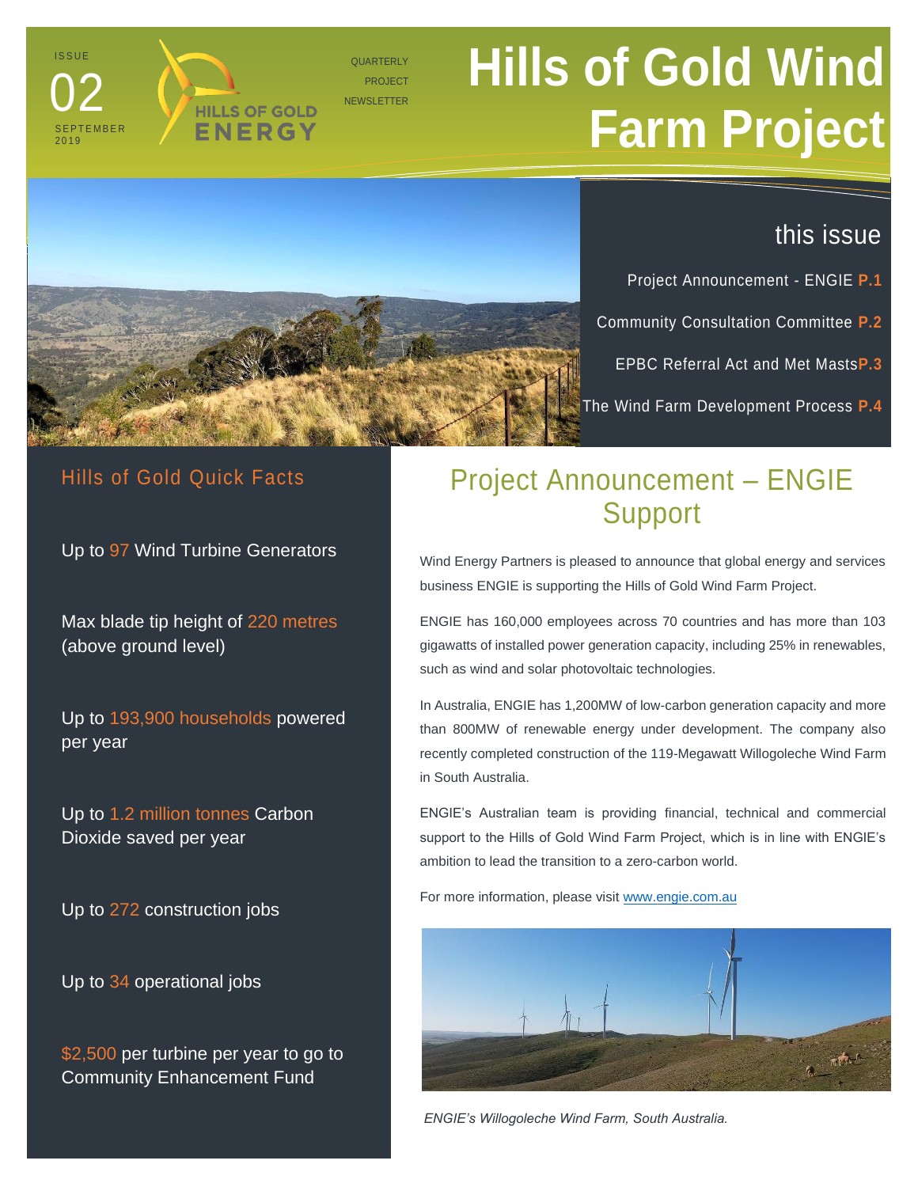ISSUE 02 SEPTEMBER 2019

HILLS OF GOLD ENERGY

QUARTERLY PROJECT NEWSLETTER

# Hills of Gold Wind Farm Project

## this issue

- Project Announcement - ENGIE **P.1**
- Community Consultation Committee **P.2**
- EPBC Referral Act and Met Masts **P.3**
- The Wind Farm Development Process **P.4**

## Hills of Gold Quick Facts

Up to 97 Wind Turbine Generators

Max blade tip height of 220 metres (above ground level)

Up to 193,900 households powered per year

Up to 1.2 million tonnes Carbon Dioxide saved per year

Up to 272 construction jobs

Up to 34 operational jobs

$2,500 per turbine per year to go to Community Enhancement Fund

## Project Announcement – ENGIE Support

Wind Energy Partners is pleased to announce that global energy and services business ENGIE is supporting the Hills of Gold Wind Farm Project.

ENGIE has 160,000 employees across 70 countries and has more than 103 gigawatts of installed power generation capacity, including 25% in renewables, such as wind and solar photovoltaic technologies.

In Australia, ENGIE has 1,200MW of low-carbon generation capacity and more than 800MW of renewable energy under development. The company also recently completed construction of the 119-Megawatt Willogoleche Wind Farm in South Australia.

ENGIE's Australian team is providing financial, technical and commercial support to the Hills of Gold Wind Farm Project, which is in line with ENGIE's ambition to lead the transition to a zero-carbon world.

For more information, please visit www.engie.com.au

*ENGIE's Willogoleche Wind Farm, South Australia.*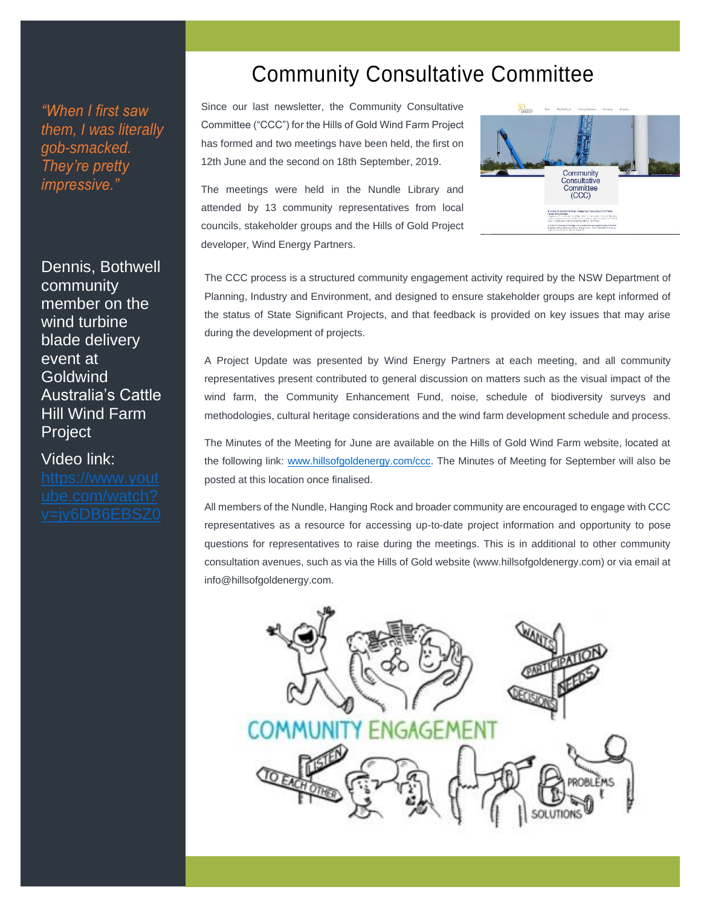*"When I first saw them, I was literally gob-smacked. They're pretty impressive."*

Dennis, Bothwell community member on the wind turbine blade delivery event at Goldwind Australia's Cattle Hill Wind Farm Project

Video link: [https://www.youtube.com/watch?v=jy6DB6EBSZ0](https://www.youtube.com/watch?v=jy6DB6EBSZ0)

# Community Consultative Committee

Since our last newsletter, the Community Consultative Committee ("CCC") for the Hills of Gold Wind Farm Project has formed and two meetings have been held, the first on 12th June and the second on 18th September, 2019.

The meetings were held in the Nundle Library and attended by 13 community representatives from local councils, stakeholder groups and the Hills of Gold Project developer, Wind Energy Partners.

The CCC process is a structured community engagement activity required by the NSW Department of Planning, Industry and Environment, and designed to ensure stakeholder groups are kept informed of the status of State Significant Projects, and that feedback is provided on key issues that may arise during the development of projects.

A Project Update was presented by Wind Energy Partners at each meeting, and all community representatives present contributed to general discussion on matters such as the visual impact of the wind farm, the Community Enhancement Fund, noise, schedule of biodiversity surveys and methodologies, cultural heritage considerations and the wind farm development schedule and process.

The Minutes of the Meeting for June are available on the Hills of Gold Wind Farm website, located at the following link: [www.hillsofgoldenergy.com/ccc](http://www.hillsofgoldenergy.com/ccc). The Minutes of Meeting for September will also be posted at this location once finalised.

All members of the Nundle, Hanging Rock and broader community are encouraged to engage with CCC representatives as a resource for accessing up-to-date project information and opportunity to pose questions for representatives to raise during the meetings. This is in additional to other community consultation avenues, such as via the Hills of Gold website (www.hillsofgoldenergy.com) or via email at info@hillsofgoldenergy.com.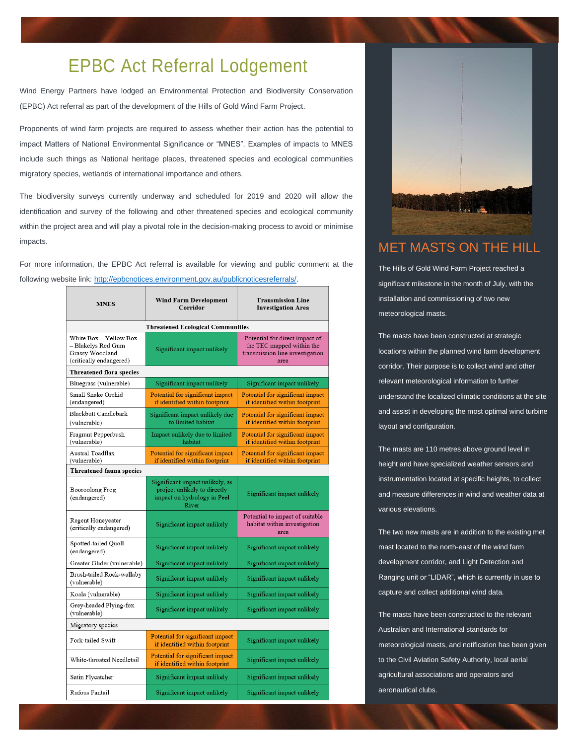# EPBC Act Referral Lodgement

Wind Energy Partners have lodged an Environmental Protection and Biodiversity Conservation (EPBC) Act referral as part of the development of the Hills of Gold Wind Farm Project.

Proponents of wind farm projects are required to assess whether their action has the potential to impact Matters of National Environmental Significance or "MNES". Examples of impacts to MNES include such things as National heritage places, threatened species and ecological communities migratory species, wetlands of international importance and others.

The biodiversity surveys currently underway and scheduled for 2019 and 2020 will allow the identification and survey of the following and other threatened species and ecological community within the project area and will play a pivotal role in the decision-making process to avoid or minimise impacts.

For more information, the EPBC Act referral is available for viewing and public comment at the following website link: http://epbcnotices.environment.gov.au/publicnoticesreferrals/.

| MNES | Wind Farm Development Corridor | Transmission Line Investigation Area |
|---|---|---|
| **Threatened Ecological Communities** | | |
| White Box – Yellow Box – Blakelys Red Gum Grassy Woodland (critically endangered) | Significant impact unlikely | Potential for direct impact of the TEC mapped within the transmission line investigation area |
| **Threatened flora species** | | |
| Bluegrass (vulnerable) | Significant impact unlikely | Significant impact unlikely |
| Small Snake Orchid (endangered) | Potential for significant impact if identified within footprint | Potential for significant impact if identified within footprint |
| Blackbutt Candlebark (vulnerable) | Significant impact unlikely due to limited habitat | Potential for significant impact if identified within footprint |
| Fragrant Pepperbush (vulnerable) | Impact unlikely due to limited habitat | Potential for significant impact if identified within footprint |
| Austral Toadflax (vulnerable) | Potential for significant impact if identified within footprint | Potential for significant impact if identified within footprint |
| **Threatened fauna species** | | |
| Booroolong Frog (endangered) | Significant impact unlikely, as project unlikely to directly impact on hydrology in Peel River | Significant impact unlikely |
| Regent Honeyeater (critically endangered) | Significant impact unlikely | Potential to impact of suitable habitat within investigation area |
| Spotted-tailed Quoll (endangered) | Significant impact unlikely | Significant impact unlikely |
| Greater Glider (vulnerable) | Significant impact unlikely | Significant impact unlikely |
| Brush-tailed Rock-wallaby (vulnerable) | Significant impact unlikely | Significant impact unlikely |
| Koala (vulnerable) | Significant impact unlikely | Significant impact unlikely |
| Grey-headed Flying-fox (vulnerable) | Significant impact unlikely | Significant impact unlikely |
| Migratory species | | |
| Fork-tailed Swift | Potential for significant impact if identified within footprint | Significant impact unlikely |
| White-throated Needletail | Potential for significant impact if identified within footprint | Significant impact unlikely |
| Satin Flycatcher | Significant impact unlikely | Significant impact unlikely |
| Rufous Fantail | Significant impact unlikely | Significant impact unlikely |

## MET MASTS ON THE HILL

The Hills of Gold Wind Farm Project reached a significant milestone in the month of July, with the installation and commissioning of two new meteorological masts.

The masts have been constructed at strategic locations within the planned wind farm development corridor. Their purpose is to collect wind and other relevant meteorological information to further understand the localized climatic conditions at the site and assist in developing the most optimal wind turbine layout and configuration.

The masts are 110 metres above ground level in height and have specialized weather sensors and instrumentation located at specific heights, to collect and measure differences in wind and weather data at various elevations.

The two new masts are in addition to the existing met mast located to the north-east of the wind farm development corridor, and Light Detection and Ranging unit or "LIDAR", which is currently in use to capture and collect additional wind data.

The masts have been constructed to the relevant Australian and International standards for meteorological masts, and notification has been given to the Civil Aviation Safety Authority, local aerial agricultural associations and operators and aeronautical clubs.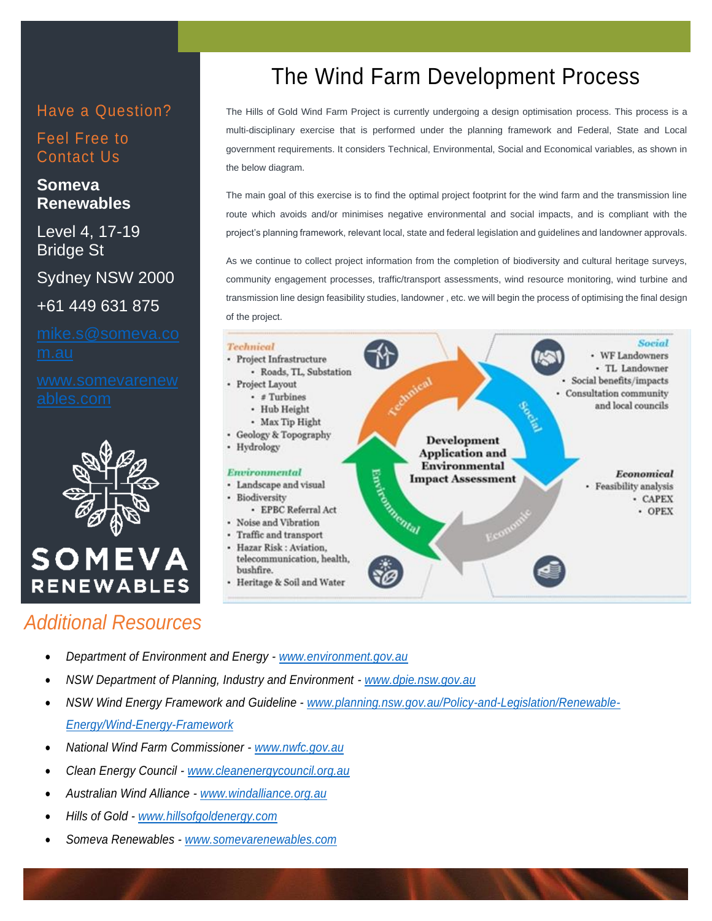Have a Question?

Feel Free to Contact Us

**Someva Renewables**

Level 4, 17-19 Bridge St

Sydney NSW 2000

+61 449 631 875

mike.s@someva.com.au

www.somevarenewables.com

SOMEVA RENEWABLES

# The Wind Farm Development Process

The Hills of Gold Wind Farm Project is currently undergoing a design optimisation process. This process is a multi-disciplinary exercise that is performed under the planning framework and Federal, State and Local government requirements. It considers Technical, Environmental, Social and Economical variables, as shown in the below diagram.

The main goal of this exercise is to find the optimal project footprint for the wind farm and the transmission line route which avoids and/or minimises negative environmental and social impacts, and is compliant with the project's planning framework, relevant local, state and federal legislation and guidelines and landowner approvals.

As we continue to collect project information from the completion of biodiversity and cultural heritage surveys, community engagement processes, traffic/transport assessments, wind resource monitoring, wind turbine and transmission line design feasibility studies, landowner , etc. we will begin the process of optimising the final design of the project.

*Technical*
- Project Infrastructure
  - Roads, TL, Substation
- Project Layout
  - # Turbines
  - Hub Height
  - Max Tip Hight
- Geology & Topography
- Hydrology

*Environmental*
- Landscape and visual
- Biodiversity
  - EPBC Referral Act
- Noise and Vibration
- Traffic and transport
- Hazar Risk : Aviation, telecommunication, health, bushfire.
- Heritage & Soil and Water

Technical

Social

Economic

Environmental

**Development Application and Environmental Impact Assessment**

*Social*
- WF Landowners
- TL Landowner
- Social benefits/impacts
- Consultation community and local councils

*Economical*
- Feasibility analysis
  - CAPEX
  - OPEX

## *Additional Resources*

- *Department of Environment and Energy - www.environment.gov.au*
- *NSW Department of Planning, Industry and Environment - www.dpie.nsw.gov.au*
- *NSW Wind Energy Framework and Guideline - www.planning.nsw.gov.au/Policy-and-Legislation/Renewable-Energy/Wind-Energy-Framework*
- *National Wind Farm Commissioner - www.nwfc.gov.au*
- *Clean Energy Council - www.cleanenergycouncil.org.au*
- *Australian Wind Alliance - www.windalliance.org.au*
- *Hills of Gold - www.hillsofgoldenergy.com*
- *Someva Renewables - www.somevarenewables.com*